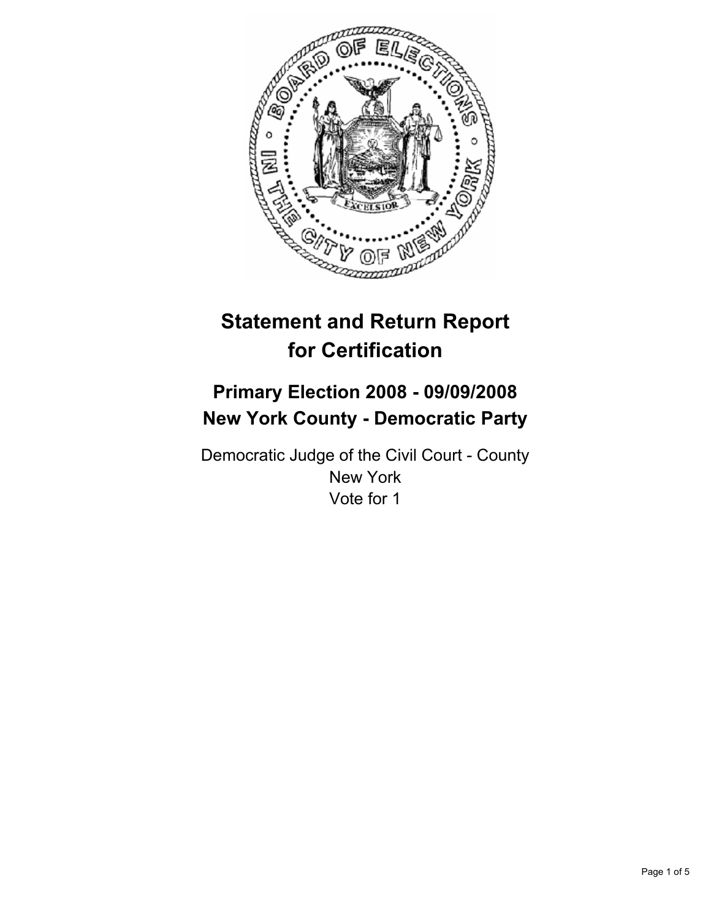# Statement and Return Report for Certification

## Primary Election 2008 - 09/09/2008
## New York County - Democratic Party

Democratic Judge of the Civil Court - County
New York
Vote for 1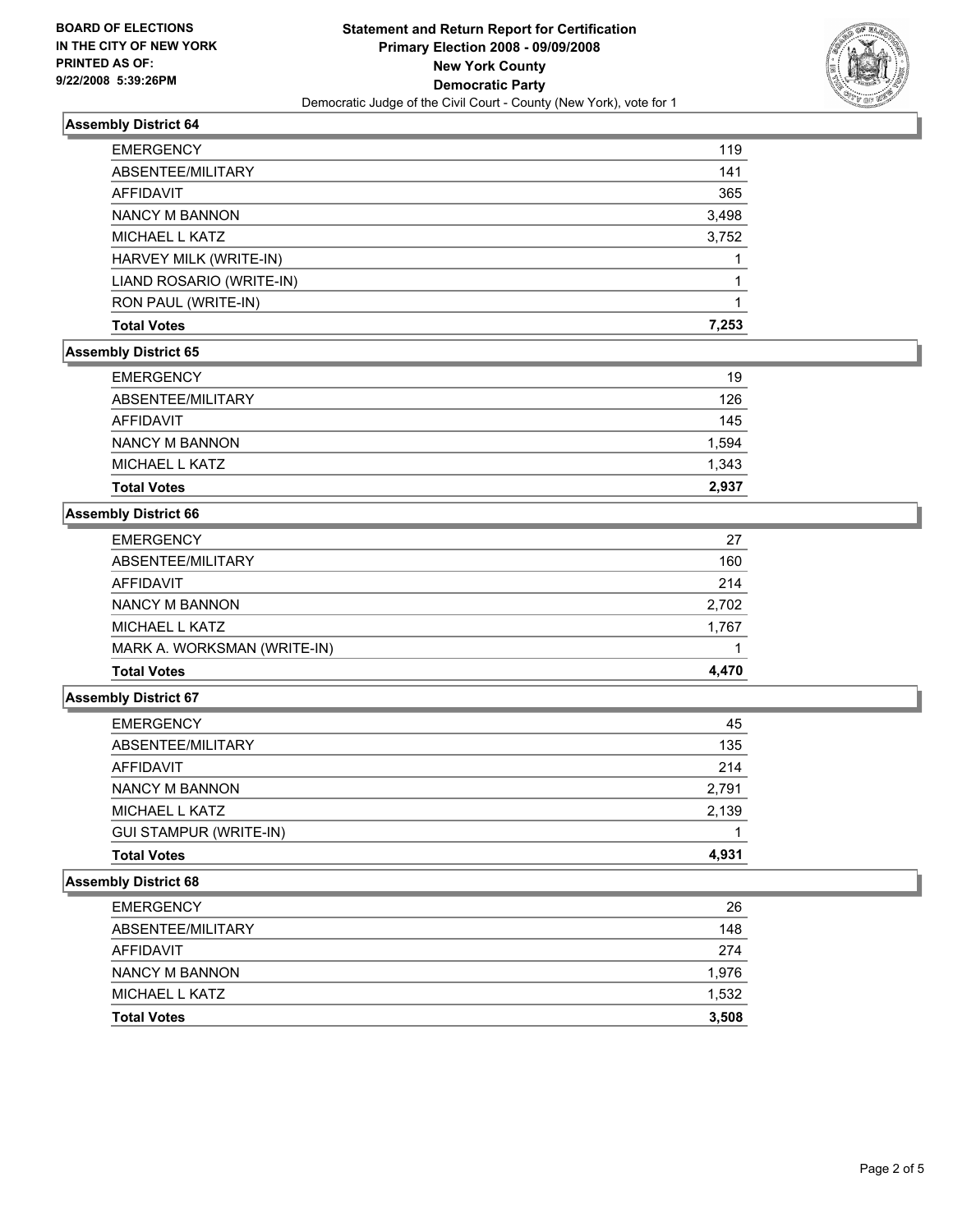**BOARD OF ELECTIONS**
**IN THE CITY OF NEW YORK**
**PRINTED AS OF:**
**9/22/2008 5:39:26PM**

# Statement and Return Report for Certification
## Primary Election 2008 - 09/09/2008
## New York County
## Democratic Party
Democratic Judge of the Civil Court - County (New York), vote for 1

### Assembly District 64

| | |
|---|---|
| EMERGENCY | 119 |
| ABSENTEE/MILITARY | 141 |
| AFFIDAVIT | 365 |
| NANCY M BANNON | 3,498 |
| MICHAEL L KATZ | 3,752 |
| HARVEY MILK (WRITE-IN) | 1 |
| LIAND ROSARIO (WRITE-IN) | 1 |
| RON PAUL (WRITE-IN) | 1 |
| **Total Votes** | **7,253** |

### Assembly District 65

| | |
|---|---|
| EMERGENCY | 19 |
| ABSENTEE/MILITARY | 126 |
| AFFIDAVIT | 145 |
| NANCY M BANNON | 1,594 |
| MICHAEL L KATZ | 1,343 |
| **Total Votes** | **2,937** |

### Assembly District 66

| | |
|---|---|
| EMERGENCY | 27 |
| ABSENTEE/MILITARY | 160 |
| AFFIDAVIT | 214 |
| NANCY M BANNON | 2,702 |
| MICHAEL L KATZ | 1,767 |
| MARK A. WORKSMAN (WRITE-IN) | 1 |
| **Total Votes** | **4,470** |

### Assembly District 67

| | |
|---|---|
| EMERGENCY | 45 |
| ABSENTEE/MILITARY | 135 |
| AFFIDAVIT | 214 |
| NANCY M BANNON | 2,791 |
| MICHAEL L KATZ | 2,139 |
| GUI STAMPUR (WRITE-IN) | 1 |
| **Total Votes** | **4,931** |

### Assembly District 68

| | |
|---|---|
| EMERGENCY | 26 |
| ABSENTEE/MILITARY | 148 |
| AFFIDAVIT | 274 |
| NANCY M BANNON | 1,976 |
| MICHAEL L KATZ | 1,532 |
| **Total Votes** | **3,508** |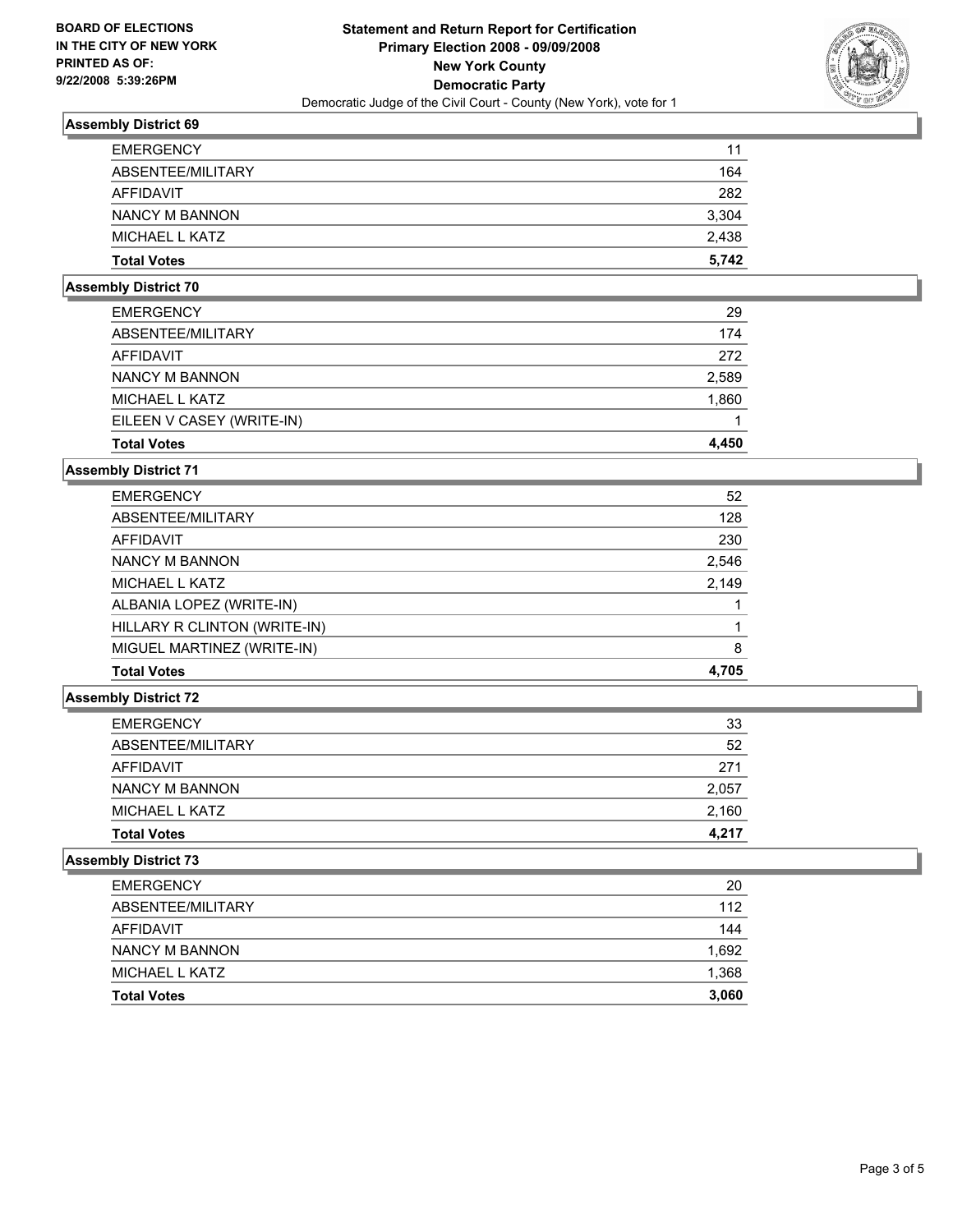**BOARD OF ELECTIONS IN THE CITY OF NEW YORK PRINTED AS OF: 9/22/2008 5:39:26PM**

**Statement and Return Report for Certification**
**Primary Election 2008 - 09/09/2008**
**New York County**
**Democratic Party**
Democratic Judge of the Civil Court - County (New York), vote for 1

### Assembly District 69

| | |
|---|---|
| EMERGENCY | 11 |
| ABSENTEE/MILITARY | 164 |
| AFFIDAVIT | 282 |
| NANCY M BANNON | 3,304 |
| MICHAEL L KATZ | 2,438 |
| **Total Votes** | **5,742** |

### Assembly District 70

| | |
|---|---|
| EMERGENCY | 29 |
| ABSENTEE/MILITARY | 174 |
| AFFIDAVIT | 272 |
| NANCY M BANNON | 2,589 |
| MICHAEL L KATZ | 1,860 |
| EILEEN V CASEY (WRITE-IN) | 1 |
| **Total Votes** | **4,450** |

### Assembly District 71

| | |
|---|---|
| EMERGENCY | 52 |
| ABSENTEE/MILITARY | 128 |
| AFFIDAVIT | 230 |
| NANCY M BANNON | 2,546 |
| MICHAEL L KATZ | 2,149 |
| ALBANIA LOPEZ (WRITE-IN) | 1 |
| HILLARY R CLINTON (WRITE-IN) | 1 |
| MIGUEL MARTINEZ (WRITE-IN) | 8 |
| **Total Votes** | **4,705** |

### Assembly District 72

| | |
|---|---|
| EMERGENCY | 33 |
| ABSENTEE/MILITARY | 52 |
| AFFIDAVIT | 271 |
| NANCY M BANNON | 2,057 |
| MICHAEL L KATZ | 2,160 |
| **Total Votes** | **4,217** |

### Assembly District 73

| | |
|---|---|
| EMERGENCY | 20 |
| ABSENTEE/MILITARY | 112 |
| AFFIDAVIT | 144 |
| NANCY M BANNON | 1,692 |
| MICHAEL L KATZ | 1,368 |
| **Total Votes** | **3,060** |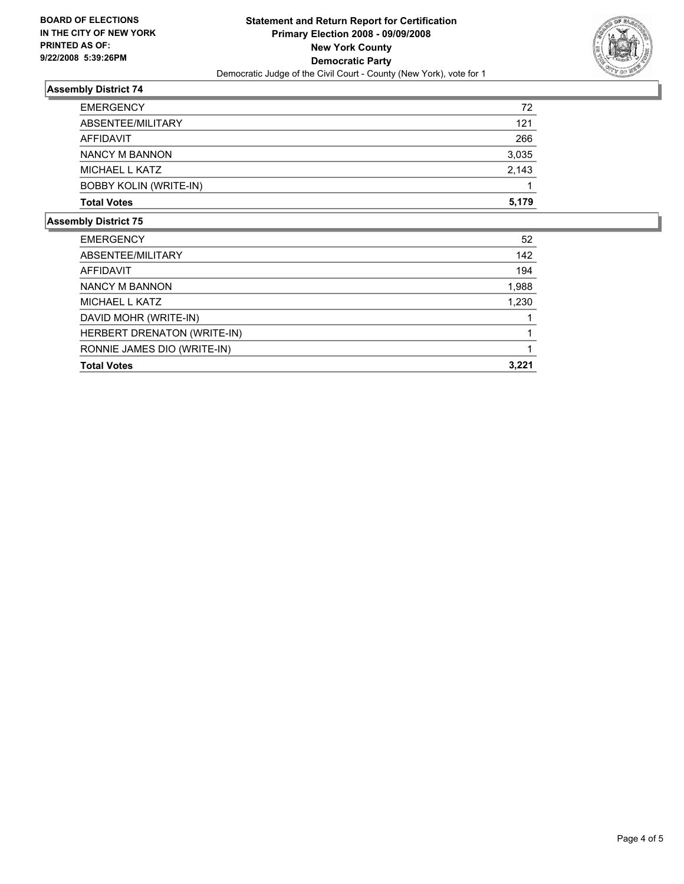**BOARD OF ELECTIONS IN THE CITY OF NEW YORK PRINTED AS OF: 9/22/2008 5:39:26PM**

**Statement and Return Report for Certification**
**Primary Election 2008 - 09/09/2008**
**New York County**
**Democratic Party**
Democratic Judge of the Civil Court - County (New York), vote for 1

## Assembly District 74

| | |
|---|---|
| EMERGENCY | 72 |
| ABSENTEE/MILITARY | 121 |
| AFFIDAVIT | 266 |
| NANCY M BANNON | 3,035 |
| MICHAEL L KATZ | 2,143 |
| BOBBY KOLIN (WRITE-IN) | 1 |
| **Total Votes** | **5,179** |

## Assembly District 75

| | |
|---|---|
| EMERGENCY | 52 |
| ABSENTEE/MILITARY | 142 |
| AFFIDAVIT | 194 |
| NANCY M BANNON | 1,988 |
| MICHAEL L KATZ | 1,230 |
| DAVID MOHR (WRITE-IN) | 1 |
| HERBERT DRENATON (WRITE-IN) | 1 |
| RONNIE JAMES DIO (WRITE-IN) | 1 |
| **Total Votes** | **3,221** |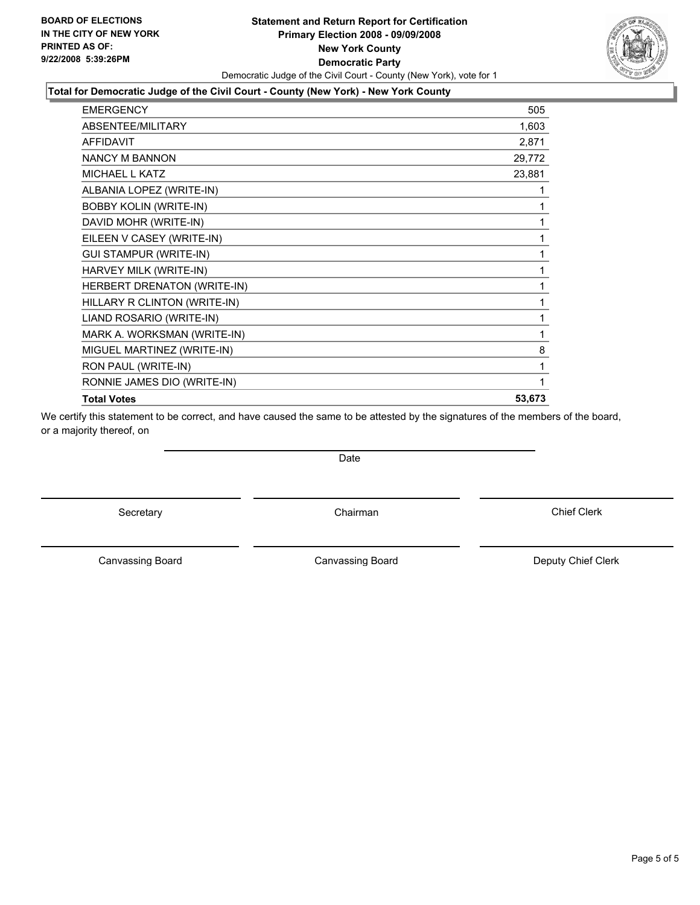**BOARD OF ELECTIONS**
**IN THE CITY OF NEW YORK**
**PRINTED AS OF:**
**9/22/2008 5:39:26PM**

**Statement and Return Report for Certification**
**Primary Election 2008 - 09/09/2008**
**New York County**
**Democratic Party**
Democratic Judge of the Civil Court - County (New York), vote for 1

### Total for Democratic Judge of the Civil Court - County (New York) - New York County

| | |
|---|---|
| EMERGENCY | 505 |
| ABSENTEE/MILITARY | 1,603 |
| AFFIDAVIT | 2,871 |
| NANCY M BANNON | 29,772 |
| MICHAEL L KATZ | 23,881 |
| ALBANIA LOPEZ (WRITE-IN) | 1 |
| BOBBY KOLIN (WRITE-IN) | 1 |
| DAVID MOHR (WRITE-IN) | 1 |
| EILEEN V CASEY (WRITE-IN) | 1 |
| GUI STAMPUR (WRITE-IN) | 1 |
| HARVEY MILK (WRITE-IN) | 1 |
| HERBERT DRENATON (WRITE-IN) | 1 |
| HILLARY R CLINTON (WRITE-IN) | 1 |
| LIAND ROSARIO (WRITE-IN) | 1 |
| MARK A. WORKSMAN (WRITE-IN) | 1 |
| MIGUEL MARTINEZ (WRITE-IN) | 8 |
| RON PAUL (WRITE-IN) | 1 |
| RONNIE JAMES DIO (WRITE-IN) | 1 |
| **Total Votes** | **53,673** |

We certify this statement to be correct, and have caused the same to be attested by the signatures of the members of the board, or a majority thereof, on

Date

Secretary | Chairman | Chief Clerk

Canvassing Board | Canvassing Board | Deputy Chief Clerk